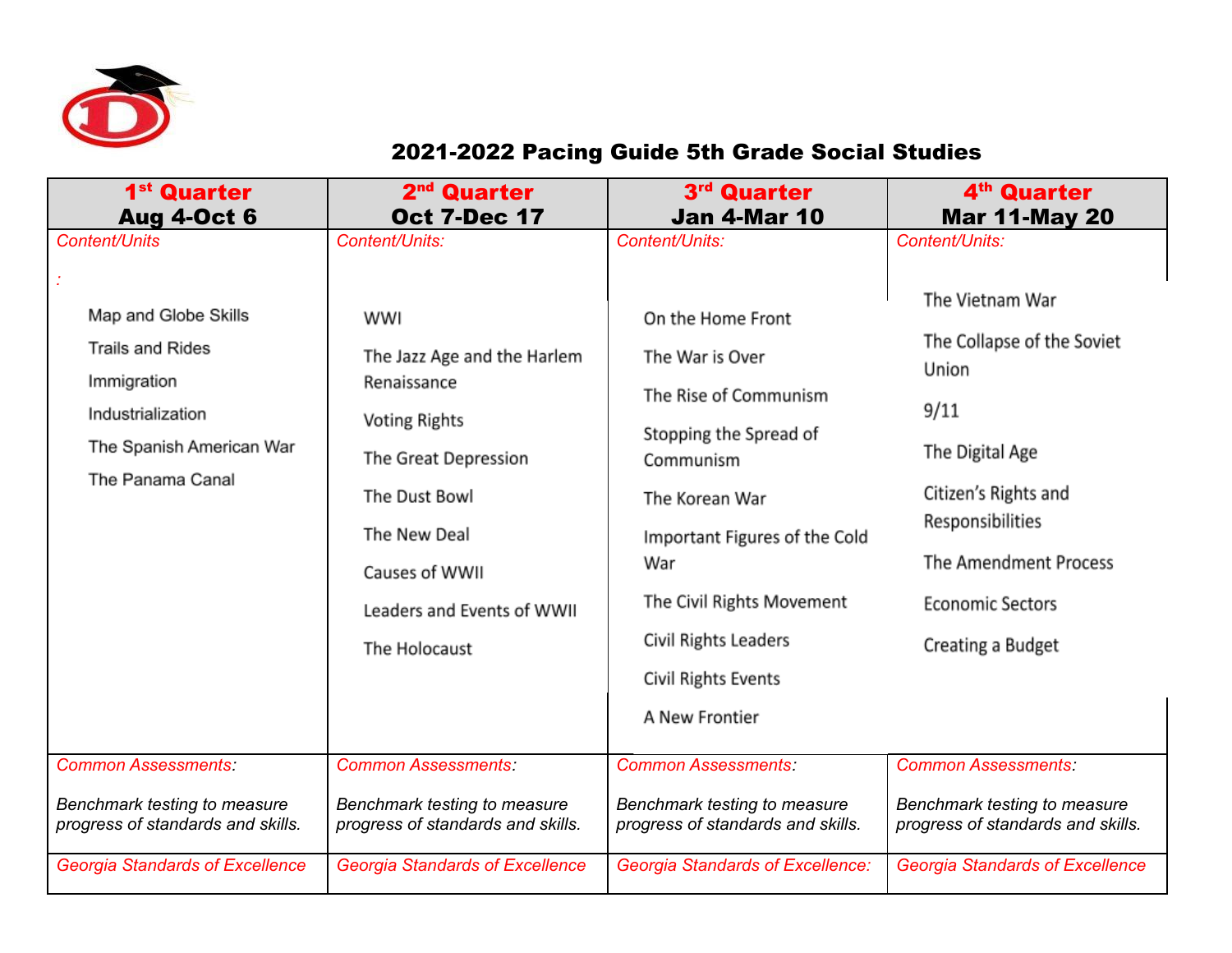# 2021-2022 Pacing Guide 5th Grade Social Studies

| 1st Quarter Aug 4-Oct 6 | 2nd Quarter Oct 7-Dec 17 | 3rd Quarter Jan 4-Mar 10 | 4th Quarter Mar 11-May 20 |
|---|---|---|---|
| *Content/Units*<br><br>*:*<br><br>Map and Globe Skills<br>Trails and Rides<br>Immigration<br>Industrialization<br>The Spanish American War<br>The Panama Canal | *Content/Units:*<br><br>WWI<br>The Jazz Age and the Harlem Renaissance<br>Voting Rights<br>The Great Depression<br>The Dust Bowl<br>The New Deal<br>Causes of WWII<br>Leaders and Events of WWII<br>The Holocaust | *Content/Units:*<br><br>On the Home Front<br>The War is Over<br>The Rise of Communism<br>Stopping the Spread of Communism<br>The Korean War<br>Important Figures of the Cold War<br>The Civil Rights Movement<br>Civil Rights Leaders<br>Civil Rights Events<br>A New Frontier | *Content/Units:*<br><br>The Vietnam War<br>The Collapse of the Soviet Union<br>9/11<br>The Digital Age<br>Citizen's Rights and Responsibilities<br>The Amendment Process<br>Economic Sectors<br>Creating a Budget |
| *Common Assessments:*<br><br>*Benchmark testing to measure progress of standards and skills.* | *Common Assessments:*<br><br>*Benchmark testing to measure progress of standards and skills.* | *Common Assessments:*<br><br>*Benchmark testing to measure progress of standards and skills.* | *Common Assessments:*<br><br>*Benchmark testing to measure progress of standards and skills.* |
| *Georgia Standards of Excellence* | *Georgia Standards of Excellence* | *Georgia Standards of Excellence:* | *Georgia Standards of Excellence* |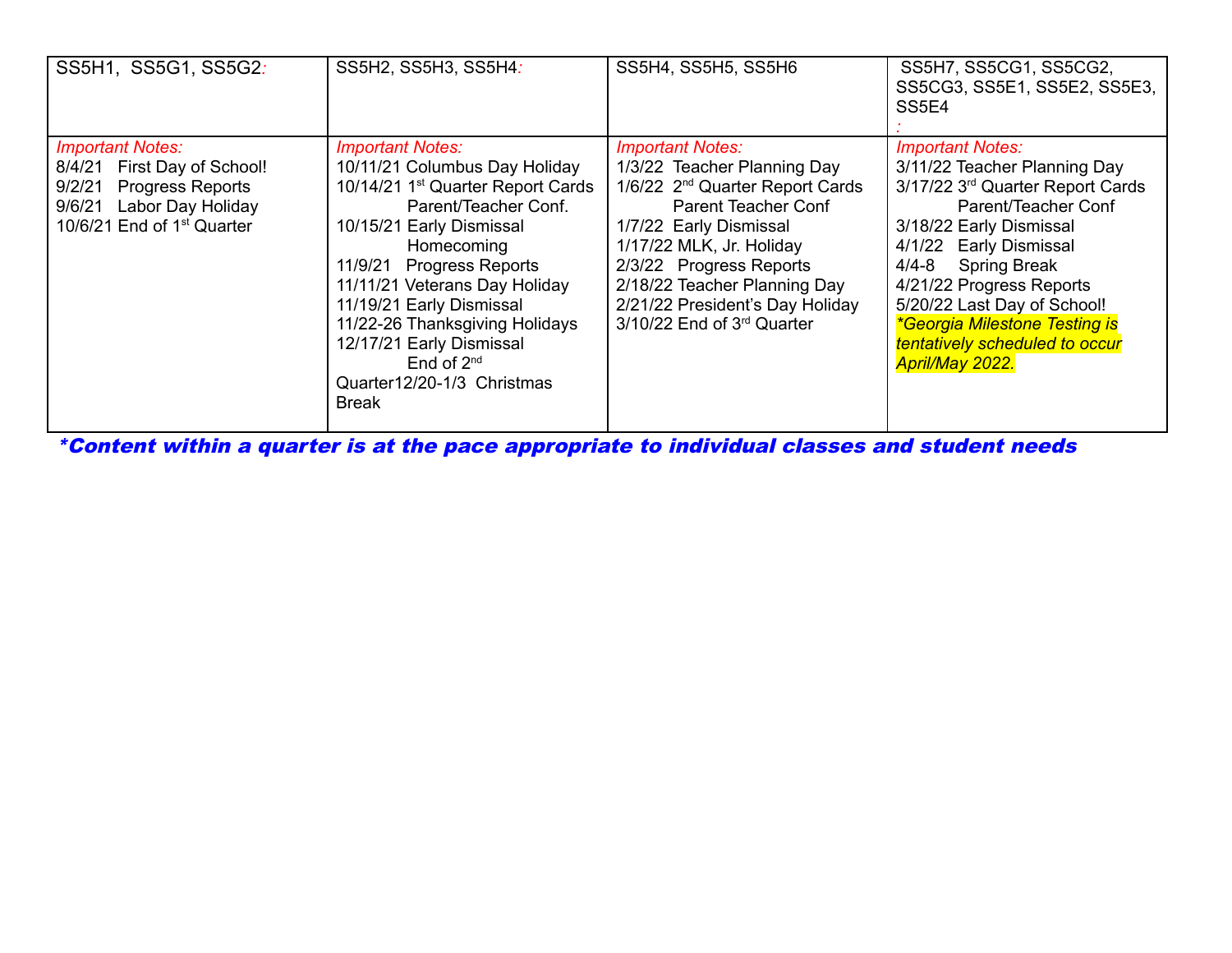| SS5H1, SS5G1, SS5G2: | SS5H2, SS5H3, SS5H4: | SS5H4, SS5H5, SS5H6 | SS5H7, SS5CG1, SS5CG2, SS5CG3, SS5E1, SS5E2, SS5E3, SS5E4 : |
|---|---|---|---|
| *Important Notes:*<br>8/4/21 First Day of School!<br>9/2/21 Progress Reports<br>9/6/21 Labor Day Holiday<br>10/6/21 End of 1st Quarter | *Important Notes:*<br>10/11/21 Columbus Day Holiday<br>10/14/21 1st Quarter Report Cards Parent/Teacher Conf.<br>10/15/21 Early Dismissal Homecoming<br>11/9/21 Progress Reports<br>11/11/21 Veterans Day Holiday<br>11/19/21 Early Dismissal<br>11/22-26 Thanksgiving Holidays<br>12/17/21 Early Dismissal End of 2nd Quarter12/20-1/3 Christmas Break | *Important Notes:*<br>1/3/22 Teacher Planning Day<br>1/6/22 2nd Quarter Report Cards Parent Teacher Conf<br>1/7/22 Early Dismissal<br>1/17/22 MLK, Jr. Holiday<br>2/3/22 Progress Reports<br>2/18/22 Teacher Planning Day<br>2/21/22 President's Day Holiday<br>3/10/22 End of 3rd Quarter | *Important Notes:*<br>3/11/22 Teacher Planning Day<br>3/17/22 3rd Quarter Report Cards Parent/Teacher Conf<br>3/18/22 Early Dismissal<br>4/1/22 Early Dismissal<br>4/4-8 Spring Break<br>4/21/22 Progress Reports<br>5/20/22 Last Day of School!<br>*\*Georgia Milestone Testing is tentatively scheduled to occur April/May 2022.* |

***\*Content within a quarter is at the pace appropriate to individual classes and student needs***